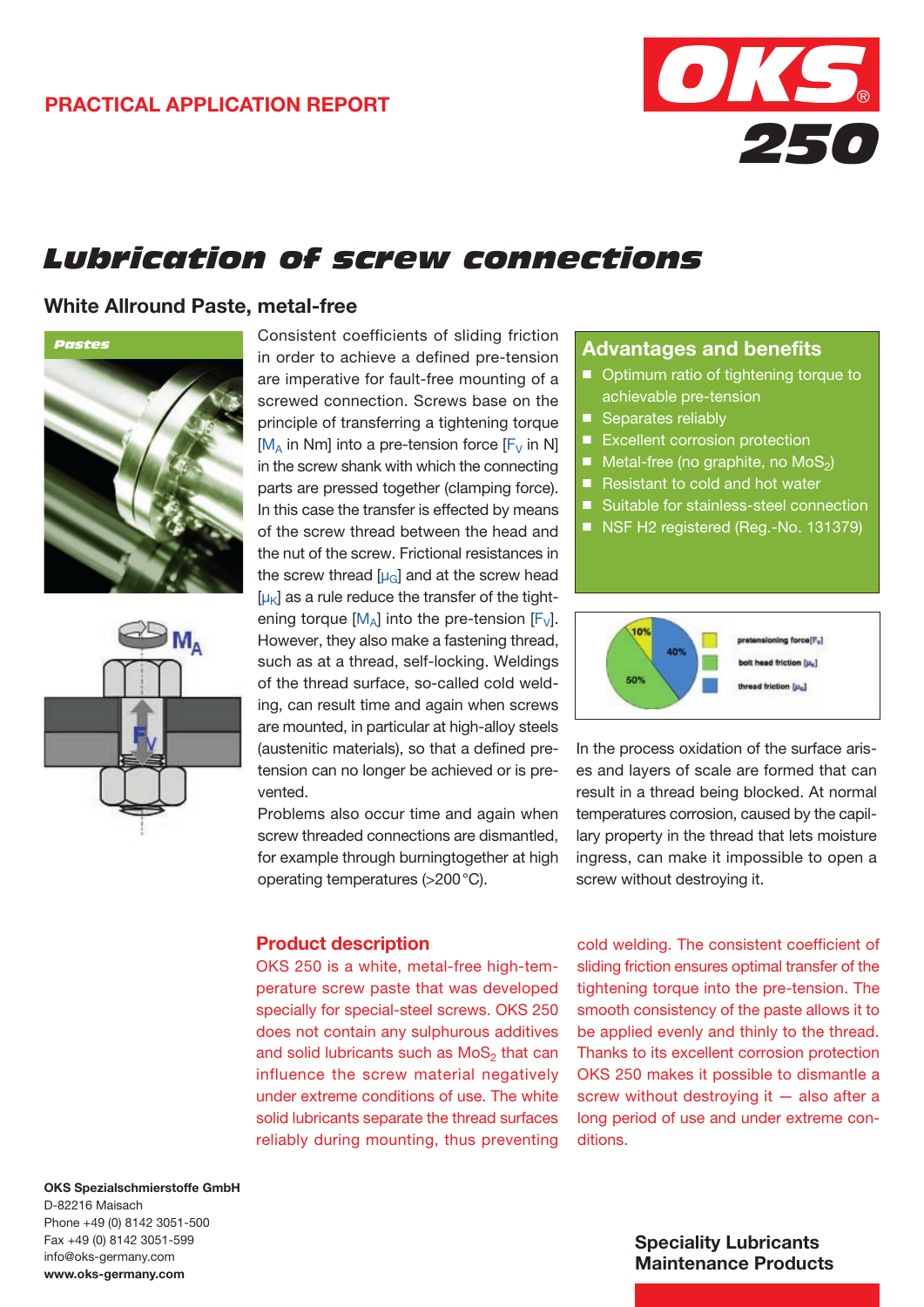PRACTICAL APPLICATION REPORT

OKS 250

# Lubrication of screw connections

## White Allround Paste, metal-free

Pastes

Consistent coefficients of sliding friction in order to achieve a defined pre-tension are imperative for fault-free mounting of a screwed connection. Screws base on the principle of transferring a tightening torque [$M_A$ in Nm] into a pre-tension force [$F_V$ in N] in the screw shank with which the connecting parts are pressed together (clamping force). In this case the transfer is effected by means of the screw thread between the head and the nut of the screw. Frictional resistances in the screw thread [$\mu_G$] and at the screw head [$\mu_K$] as a rule reduce the transfer of the tightening torque [$M_A$] into the pre-tension [$F_V$]. However, they also make a fastening thread, such as at a thread, self-locking. Weldings of the thread surface, so-called cold welding, can result time and again when screws are mounted, in particular at high-alloy steels (austenitic materials), so that a defined pre-tension can no longer be achieved or is prevented.

Problems also occur time and again when screw threaded connections are dismantled, for example through burningtogether at high operating temperatures (>200 °C).

### Advantages and benefits

- Optimum ratio of tightening torque to achievable pre-tension
- Separates reliably
- Excellent corrosion protection
- Metal-free (no graphite, no $MoS_2$)
- Resistant to cold and hot water
- Suitable for stainless-steel connection
- NSF H2 registered (Reg.-No. 131379)

10% pretensioning force [$F_V$]
50% bolt head friction [$\mu_K$]
40% thread friction [$\mu_G$]

In the process oxidation of the surface arises and layers of scale are formed that can result in a thread being blocked. At normal temperatures corrosion, caused by the capillary property in the thread that lets moisture ingress, can make it impossible to open a screw without destroying it.

### Product description

OKS 250 is a white, metal-free high-temperature screw paste that was developed specially for special-steel screws. OKS 250 does not contain any sulphurous additives and solid lubricants such as $MoS_2$ that can influence the screw material negatively under extreme conditions of use. The white solid lubricants separate the thread surfaces reliably during mounting, thus preventing cold welding. The consistent coefficient of sliding friction ensures optimal transfer of the tightening torque into the pre-tension. The smooth consistency of the paste allows it to be applied evenly and thinly to the thread. Thanks to its excellent corrosion protection OKS 250 makes it possible to dismantle a screw without destroying it — also after a long period of use and under extreme conditions.

**OKS Spezialschmierstoffe GmbH**
D-82216 Maisach
Phone +49 (0) 8142 3051-500
Fax +49 (0) 8142 3051-599
info@oks-germany.com
**www.oks-germany.com**

**Speciality Lubricants**
**Maintenance Products**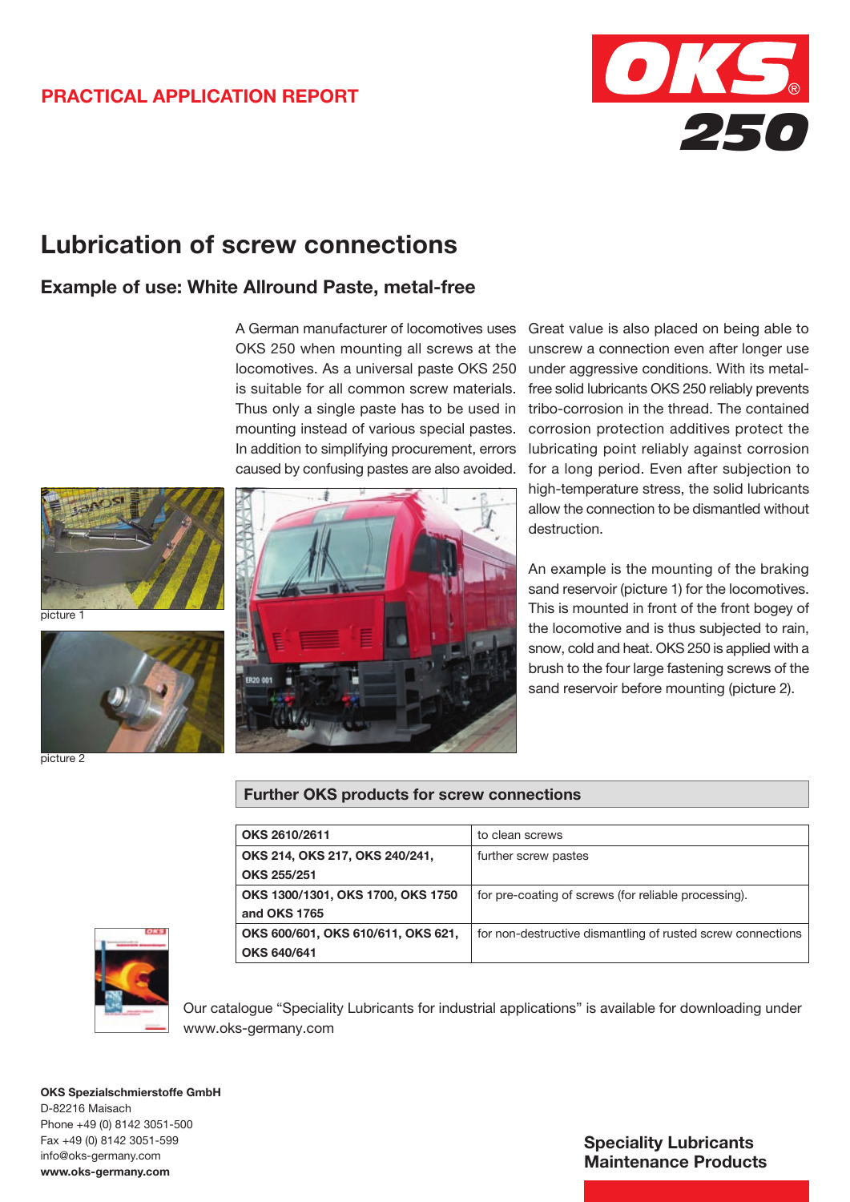PRACTICAL APPLICATION REPORT

# Lubrication of screw connections

## Example of use: White Allround Paste, metal-free

A German manufacturer of locomotives uses OKS 250 when mounting all screws at the locomotives. As a universal paste OKS 250 is suitable for all common screw materials. Thus only a single paste has to be used in mounting instead of various special pastes. In addition to simplifying procurement, errors caused by confusing pastes are also avoided.

Great value is also placed on being able to unscrew a connection even after longer use under aggressive conditions. With its metal-free solid lubricants OKS 250 reliably prevents tribo-corrosion in the thread. The contained corrosion protection additives protect the lubricating point reliably against corrosion for a long period. Even after subjection to high-temperature stress, the solid lubricants allow the connection to be dismantled without destruction.

An example is the mounting of the braking sand reservoir (picture 1) for the locomotives. This is mounted in front of the front bogey of the locomotive and is thus subjected to rain, snow, cold and heat. OKS 250 is applied with a brush to the four large fastening screws of the sand reservoir before mounting (picture 2).

picture 1

picture 2

### Further OKS products for screw connections

| | |
|---|---|
| **OKS 2610/2611** | to clean screws |
| **OKS 214, OKS 217, OKS 240/241, OKS 255/251** | further screw pastes |
| **OKS 1300/1301, OKS 1700, OKS 1750 and OKS 1765** | for pre-coating of screws (for reliable processing). |
| **OKS 600/601, OKS 610/611, OKS 621, OKS 640/641** | for non-destructive dismantling of rusted screw connections |

Our catalogue “Speciality Lubricants for industrial applications” is available for downloading under www.oks-germany.com

**OKS Spezialschmierstoffe GmbH**
D-82216 Maisach
Phone +49 (0) 8142 3051-500
Fax +49 (0) 8142 3051-599
info@oks-germany.com
**www.oks-germany.com**

**Speciality Lubricants**
**Maintenance Products**